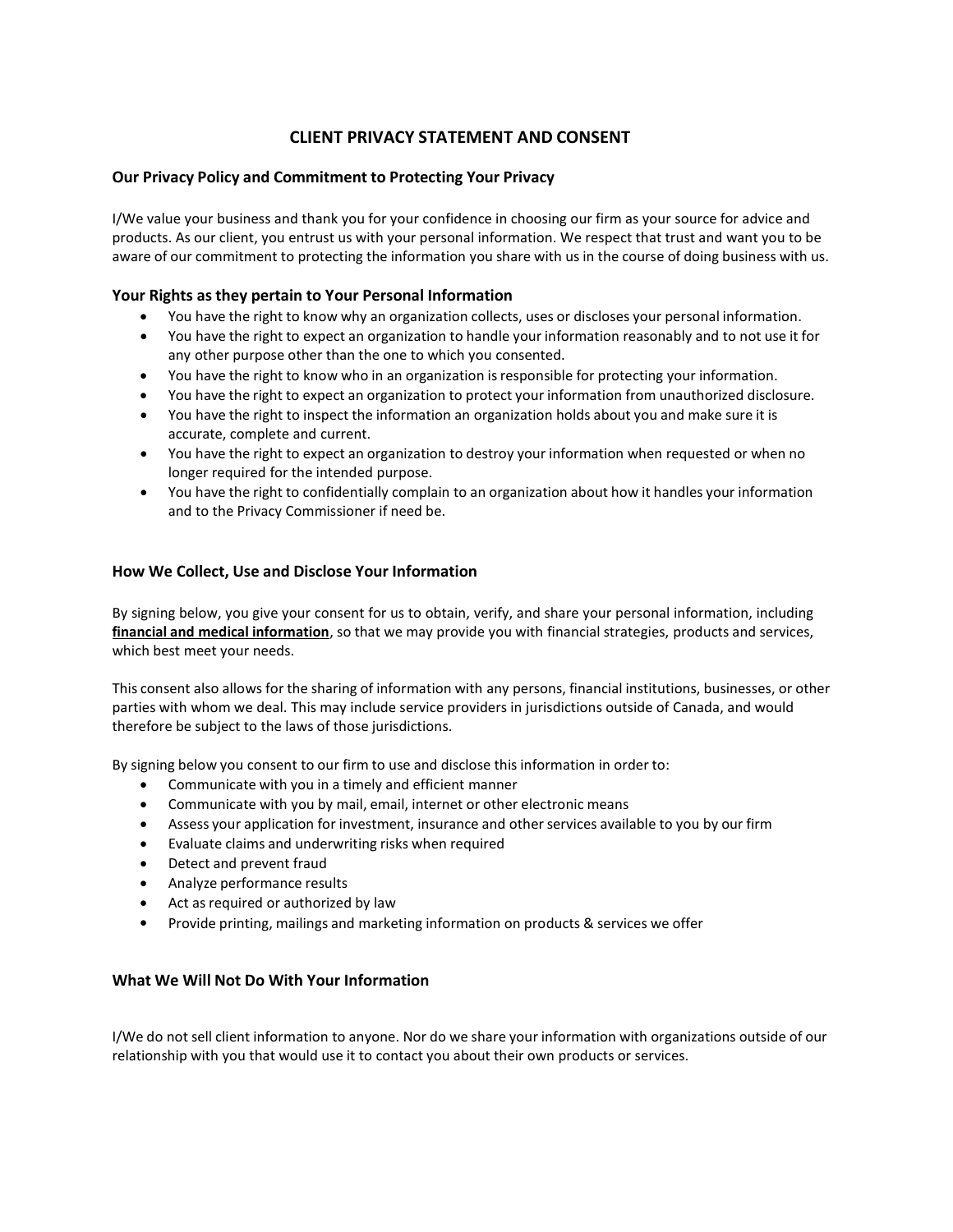# CLIENT PRIVACY STATEMENT AND CONSENT

## Our Privacy Policy and Commitment to Protecting Your Privacy

I/We value your business and thank you for your confidence in choosing our firm as your source for advice and products. As our client, you entrust us with your personal information. We respect that trust and want you to be aware of our commitment to protecting the information you share with us in the course of doing business with us.

## Your Rights as they pertain to Your Personal Information

- You have the right to know why an organization collects, uses or discloses your personal information.
- You have the right to expect an organization to handle your information reasonably and to not use it for any other purpose other than the one to which you consented.
- You have the right to know who in an organization is responsible for protecting your information.
- You have the right to expect an organization to protect your information from unauthorized disclosure.
- You have the right to inspect the information an organization holds about you and make sure it is accurate, complete and current.
- You have the right to expect an organization to destroy your information when requested or when no longer required for the intended purpose.
- You have the right to confidentially complain to an organization about how it handles your information and to the Privacy Commissioner if need be.

## How We Collect, Use and Disclose Your Information

By signing below, you give your consent for us to obtain, verify, and share your personal information, including **financial and medical information**, so that we may provide you with financial strategies, products and services, which best meet your needs.

This consent also allows for the sharing of information with any persons, financial institutions, businesses, or other parties with whom we deal. This may include service providers in jurisdictions outside of Canada, and would therefore be subject to the laws of those jurisdictions.

By signing below you consent to our firm to use and disclose this information in order to:

- Communicate with you in a timely and efficient manner
- Communicate with you by mail, email, internet or other electronic means
- Assess your application for investment, insurance and other services available to you by our firm
- Evaluate claims and underwriting risks when required
- Detect and prevent fraud
- Analyze performance results
- Act as required or authorized by law
- Provide printing, mailings and marketing information on products & services we offer

## What We Will Not Do With Your Information

I/We do not sell client information to anyone. Nor do we share your information with organizations outside of our relationship with you that would use it to contact you about their own products or services.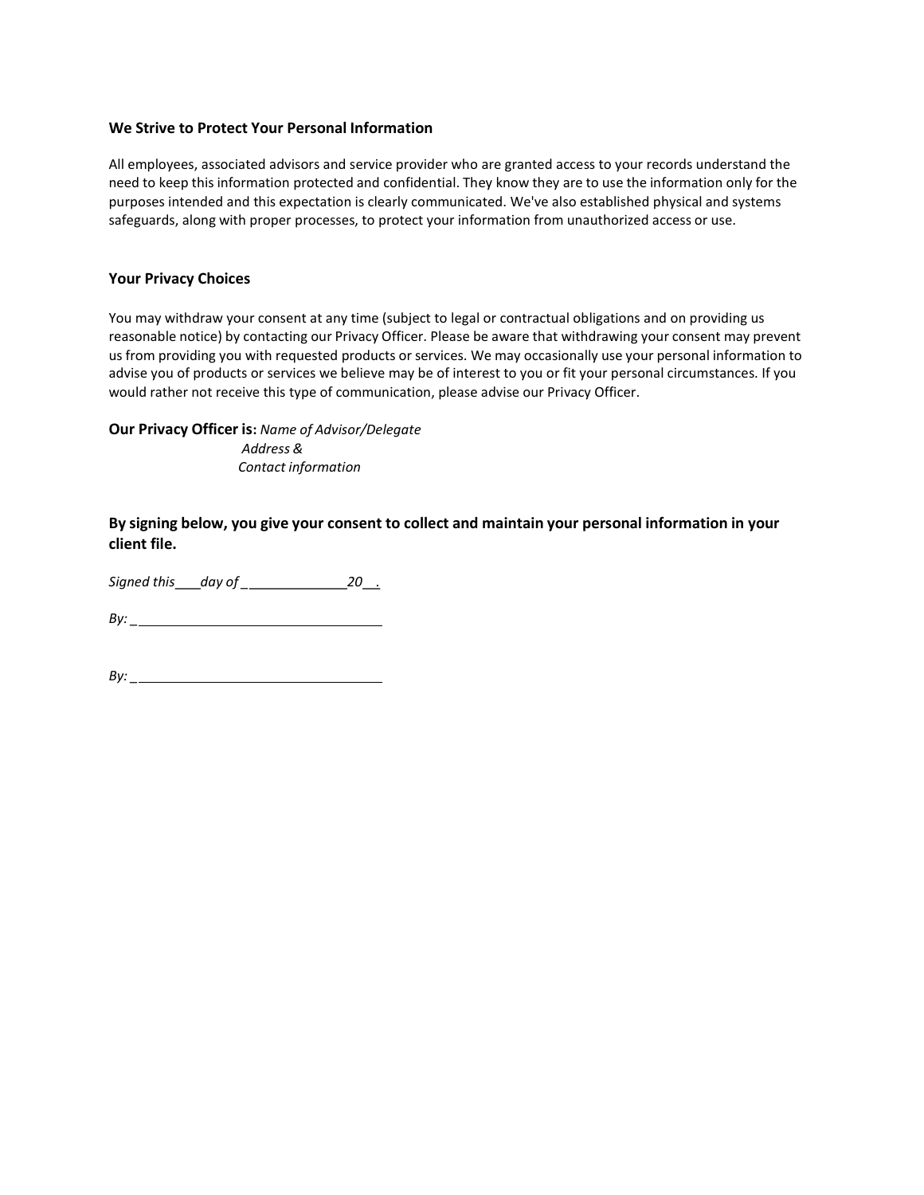### We Strive to Protect Your Personal Information

All employees, associated advisors and service provider who are granted access to your records understand the need to keep this information protected and confidential. They know they are to use the information only for the purposes intended and this expectation is clearly communicated. We've also established physical and systems safeguards, along with proper processes, to protect your information from unauthorized access or use.

### Your Privacy Choices

You may withdraw your consent at any time (subject to legal or contractual obligations and on providing us reasonable notice) by contacting our Privacy Officer. Please be aware that withdrawing your consent may prevent us from providing you with requested products or services. We may occasionally use your personal information to advise you of products or services we believe may be of interest to you or fit your personal circumstances. If you would rather not receive this type of communication, please advise our Privacy Officer.

**Our Privacy Officer is:** *Name of Advisor/Delegate*
*Address &*
*Contact information*

**By signing below, you give your consent to collect and maintain your personal information in your client file.**

*Signed this\_\_\_day of \_\_\_\_\_\_\_\_\_\_\_\_\_\_20\_\_.*

*By:* \_\_\_\_\_\_\_\_\_\_\_\_\_\_\_\_\_\_\_\_\_\_\_\_\_\_\_\_\_\_\_\_

*By:* \_\_\_\_\_\_\_\_\_\_\_\_\_\_\_\_\_\_\_\_\_\_\_\_\_\_\_\_\_\_\_\_